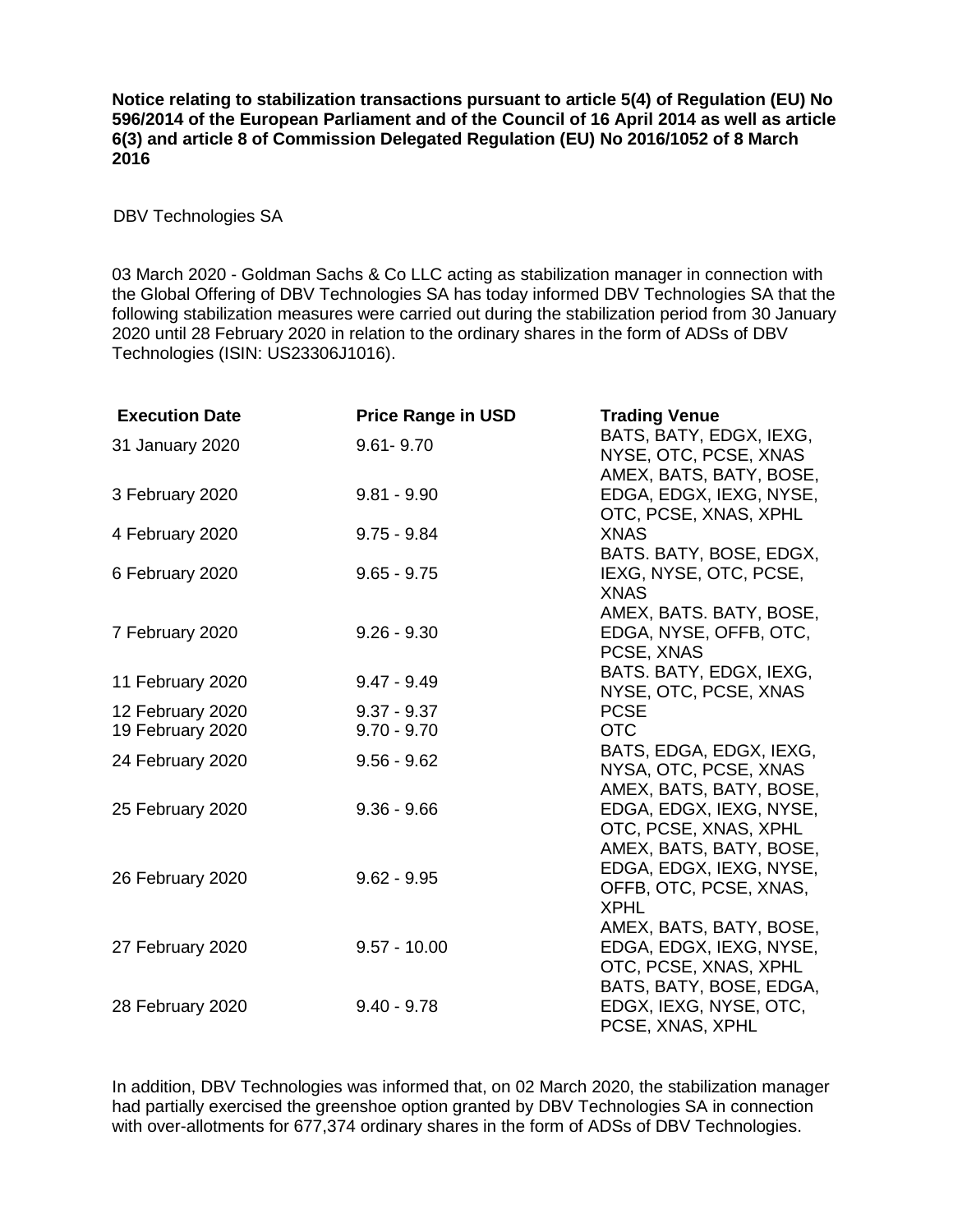**Notice relating to stabilization transactions pursuant to article 5(4) of Regulation (EU) No 596/2014 of the European Parliament and of the Council of 16 April 2014 as well as article 6(3) and article 8 of Commission Delegated Regulation (EU) No 2016/1052 of 8 March 2016**

DBV Technologies SA

03 March 2020 - Goldman Sachs & Co LLC acting as stabilization manager in connection with the Global Offering of DBV Technologies SA has today informed DBV Technologies SA that the following stabilization measures were carried out during the stabilization period from 30 January 2020 until 28 February 2020 in relation to the ordinary shares in the form of ADSs of DBV Technologies (ISIN: US23306J1016).

| **Execution Date** | **Price Range in USD** | **Trading Venue** |
|---|---|---|
| 31 January 2020 | 9.61- 9.70 | BATS, BATY, EDGX, IEXG, NYSE, OTC, PCSE, XNAS |
| 3 February 2020 | 9.81 - 9.90 | AMEX, BATS, BATY, BOSE, EDGA, EDGX, IEXG, NYSE, OTC, PCSE, XNAS, XPHL |
| 4 February 2020 | 9.75 - 9.84 | XNAS |
| 6 February 2020 | 9.65 - 9.75 | BATS. BATY, BOSE, EDGX, IEXG, NYSE, OTC, PCSE, XNAS |
| 7 February 2020 | 9.26 - 9.30 | AMEX, BATS. BATY, BOSE, EDGA, NYSE, OFFB, OTC, PCSE, XNAS |
| 11 February 2020 | 9.47 - 9.49 | BATS. BATY, EDGX, IEXG, NYSE, OTC, PCSE, XNAS |
| 12 February 2020 | 9.37 - 9.37 | PCSE |
| 19 February 2020 | 9.70 - 9.70 | OTC |
| 24 February 2020 | 9.56 - 9.62 | BATS, EDGA, EDGX, IEXG, NYSA, OTC, PCSE, XNAS |
| 25 February 2020 | 9.36 - 9.66 | AMEX, BATS, BATY, BOSE, EDGA, EDGX, IEXG, NYSE, OTC, PCSE, XNAS, XPHL |
| 26 February 2020 | 9.62 - 9.95 | AMEX, BATS, BATY, BOSE, EDGA, EDGX, IEXG, NYSE, OFFB, OTC, PCSE, XNAS, XPHL |
| 27 February 2020 | 9.57 - 10.00 | AMEX, BATS, BATY, BOSE, EDGA, EDGX, IEXG, NYSE, OTC, PCSE, XNAS, XPHL |
| 28 February 2020 | 9.40 - 9.78 | BATS, BATY, BOSE, EDGA, EDGX, IEXG, NYSE, OTC, PCSE, XNAS, XPHL |

In addition, DBV Technologies was informed that, on 02 March 2020, the stabilization manager had partially exercised the greenshoe option granted by DBV Technologies SA in connection with over-allotments for 677,374 ordinary shares in the form of ADSs of DBV Technologies.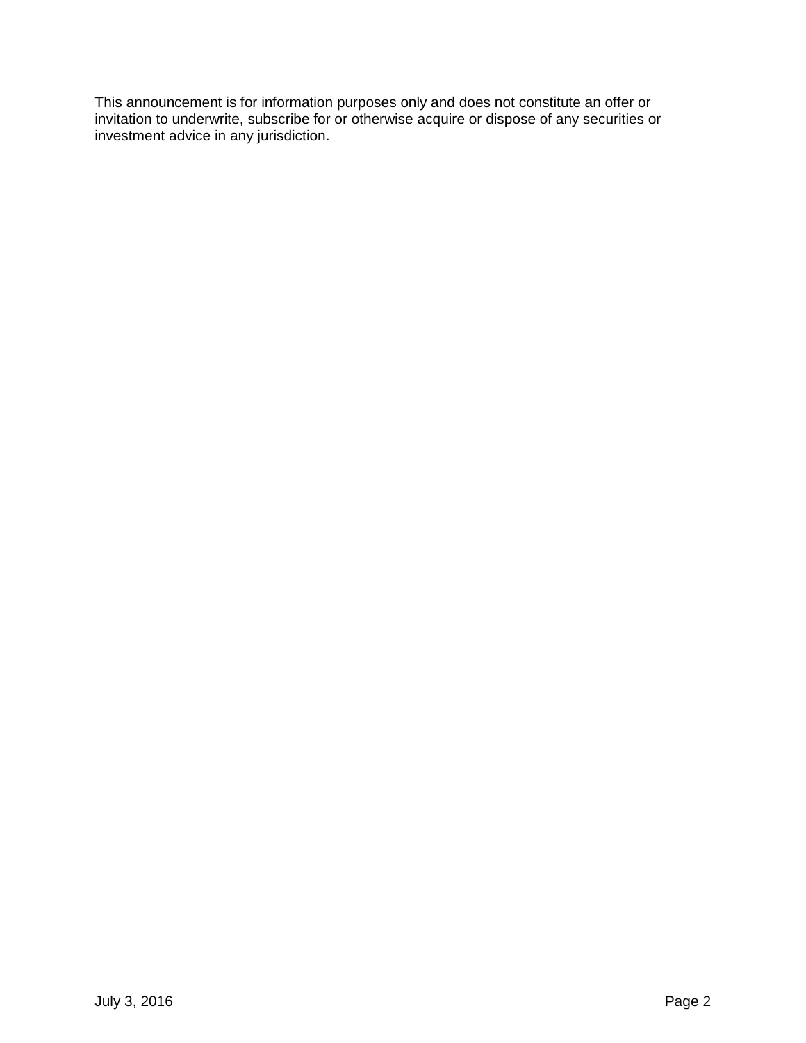This announcement is for information purposes only and does not constitute an offer or invitation to underwrite, subscribe for or otherwise acquire or dispose of any securities or investment advice in any jurisdiction.